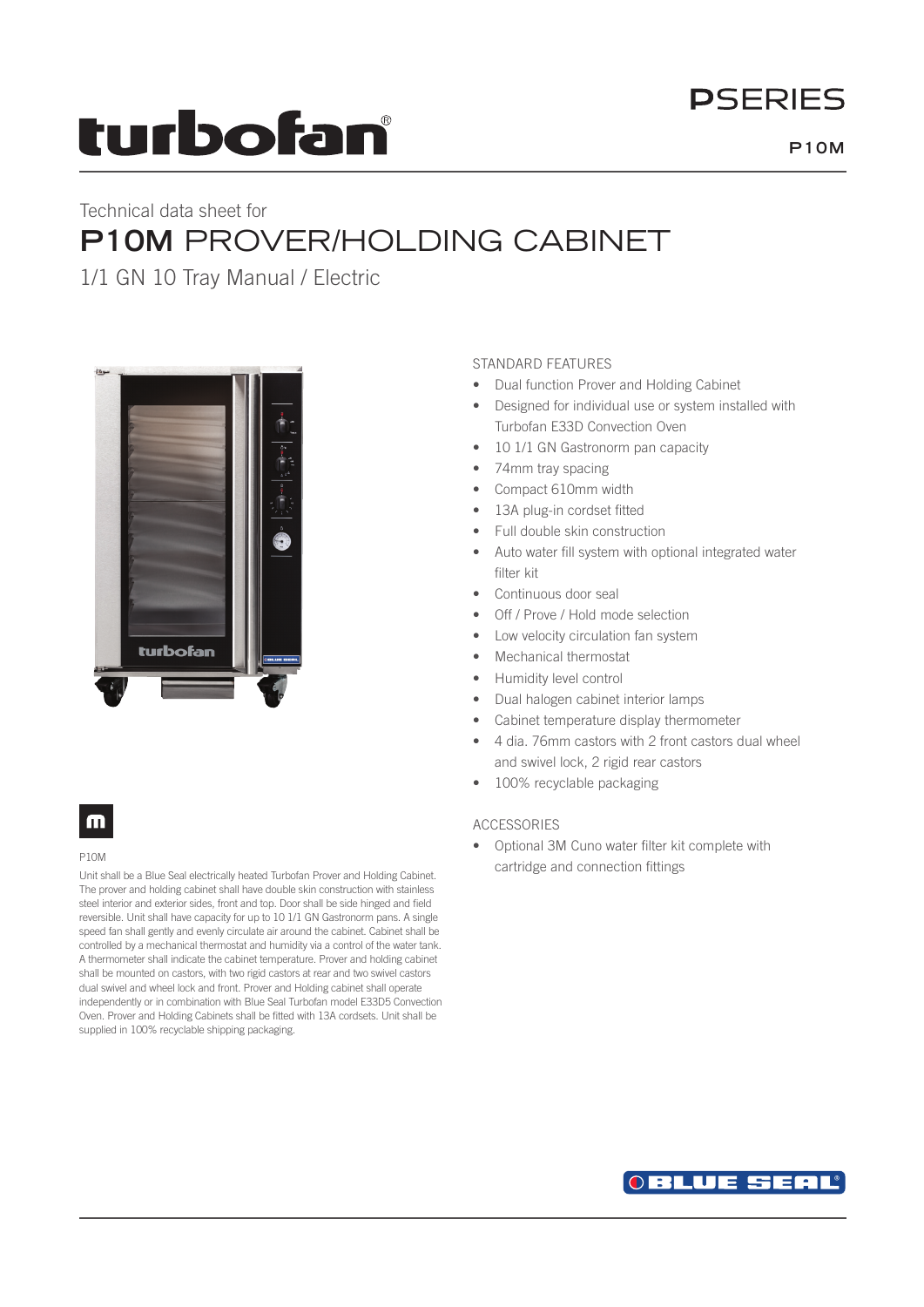# turbofan®

PSERIES

P10M

Technical data sheet for

# P10M PROVER/HOLDING CABINET

1/1 GN 10 Tray Manual / Electric

P10M

Unit shall be a Blue Seal electrically heated Turbofan Prover and Holding Cabinet. The prover and holding cabinet shall have double skin construction with stainless steel interior and exterior sides, front and top. Door shall be side hinged and field reversible. Unit shall have capacity for up to 10 1/1 GN Gastronorm pans. A single speed fan shall gently and evenly circulate air around the cabinet. Cabinet shall be controlled by a mechanical thermostat and humidity via a control of the water tank. A thermometer shall indicate the cabinet temperature. Prover and holding cabinet shall be mounted on castors, with two rigid castors at rear and two swivel castors dual swivel and wheel lock and front. Prover and Holding cabinet shall operate independently or in combination with Blue Seal Turbofan model E33D5 Convection Oven. Prover and Holding Cabinets shall be fitted with 13A cordsets. Unit shall be supplied in 100% recyclable shipping packaging.

## STANDARD FEATURES

- Dual function Prover and Holding Cabinet
- Designed for individual use or system installed with Turbofan E33D Convection Oven
- 10 1/1 GN Gastronorm pan capacity
- 74mm tray spacing
- Compact 610mm width
- 13A plug-in cordset fitted
- Full double skin construction
- Auto water fill system with optional integrated water filter kit
- Continuous door seal
- Off / Prove / Hold mode selection
- Low velocity circulation fan system
- Mechanical thermostat
- Humidity level control
- Dual halogen cabinet interior lamps
- Cabinet temperature display thermometer
- 4 dia. 76mm castors with 2 front castors dual wheel and swivel lock, 2 rigid rear castors
- 100% recyclable packaging

## ACCESSORIES

- Optional 3M Cuno water filter kit complete with cartridge and connection fittings

BLUE SEAL®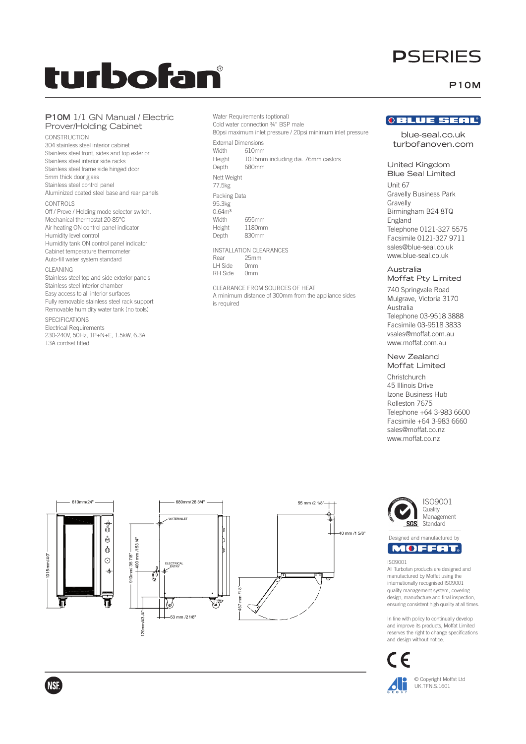# turbofan®

# PSERIES

## P10M

## P10M 1/1 GN Manual / Electric Prover/Holding Cabinet

CONSTRUCTION

304 stainless steel interior cabinet
Stainless steel front, sides and top exterior
Stainless steel interior side racks
Stainless steel frame side hinged door
5mm thick door glass
Stainless steel control panel
Aluminized coated steel base and rear panels

CONTROLS

Off / Prove / Holding mode selector switch.
Mechanical thermostat 20-85°C
Air heating ON control panel indicator
Humidity level control
Humidity tank ON control panel indicator
Cabinet temperature thermometer
Auto-fill water system standard

CLEANING

Stainless steel top and side exterior panels
Stainless steel interior chamber
Easy access to all interior surfaces
Fully removable stainless steel rack support
Removable humidity water tank (no tools)

SPECIFICATIONS

Electrical Requirements
230-240V, 50Hz, 1P+N+E, 1.5kW, 6.3A
13A cordset fitted

Water Requirements (optional)
Cold water connection ¾" BSP male
80psi maximum inlet pressure / 20psi minimum inlet pressure

External Dimensions

| | |
|---|---|
| Width | 610mm |
| Height | 1015mm including dia. 76mm castors |
| Depth | 680mm |

Nett Weight
77.5kg

Packing Data
95.3kg
$0.64m^3$

| | |
|---|---|
| Width | 655mm |
| Height | 1180mm |
| Depth | 830mm |

INSTALLATION CLEARANCES

| | |
|---|---|
| Rear | 25mm |
| LH Side | 0mm |
| RH Side | 0mm |

CLEARANCE FROM SOURCES OF HEAT
A minimum distance of 300mm from the appliance sides is required

BLUE SEAL

blue-seal.co.uk
turbofanoven.com

### United Kingdom
### Blue Seal Limited

Unit 67
Gravelly Business Park
Gravelly
Birmingham B24 8TQ
England
Telephone 0121-327 5575
Facsimile 0121-327 9711
sales@blue-seal.co.uk
www.blue-seal.co.uk

### Australia
### Moffat Pty Limited

740 Springvale Road
Mulgrave, Victoria 3170
Australia
Telephone 03-9518 3888
Facsimile 03-9518 3833
vsales@moffat.com.au
www.moffat.com.au

### New Zealand
### Moffat Limited

Christchurch
45 Illinois Drive
Izone Business Hub
Rolleston 7675
Telephone +64 3-983 6600
Facsimile +64 3-983 6660
sales@moffat.co.nz
www.moffat.co.nz

610mm/24"
1015mm/40"
680mm/26 3/4"
WATER INLET
ELECTRICAL ENTRY
910mm/ 35 7/8"
400 mm /15 3/4"
120mm/4 3/4"
53 mm /2 1/8"
55 mm /2 1/8"
40 mm /1 5/8"
457 mm /1 8"

ISO9001 Quality Management Standard

SGS

Designed and manufactured by

MOFFAT

ISO9001
All Turbofan products are designed and manufactured by Moffat using the internationally recognised ISO9001 quality management system, covering design, manufacture and final inspection, ensuring consistent high quality at all times.

In line with policy to continually develop and improve its products, Moffat Limited reserves the right to change specifications and design without notice.

CE

NSF

© Copyright Moffat Ltd
UK.TFN.S.1601